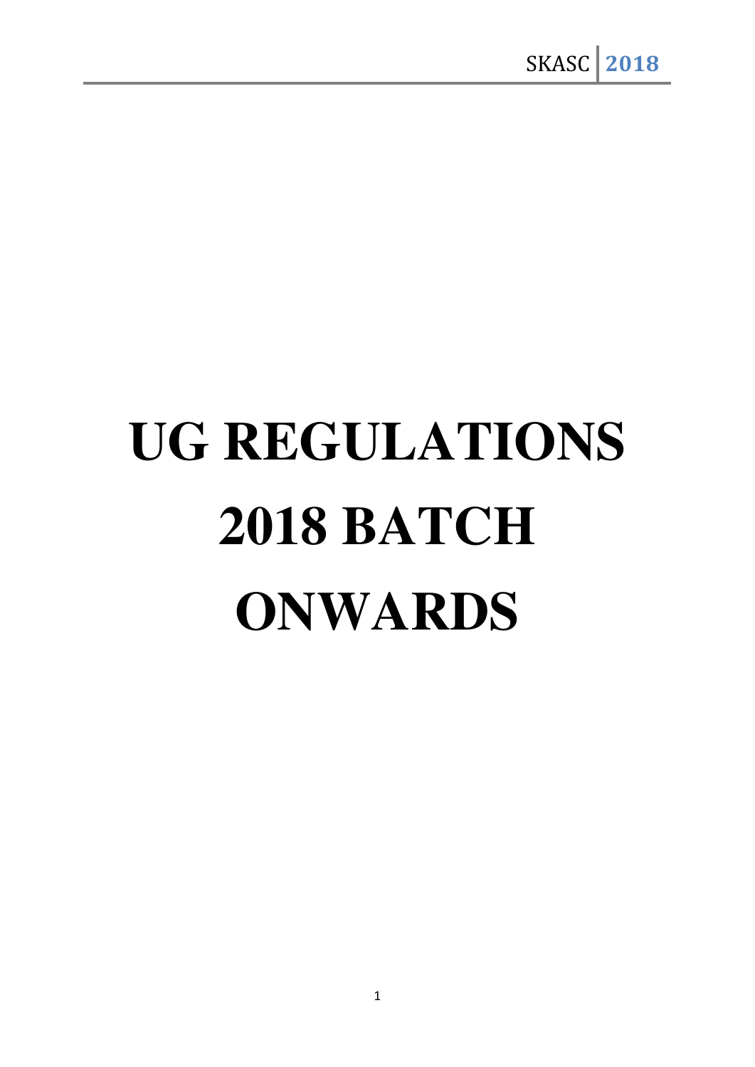# UG REGULATIONS 2018 BATCH ONWARDS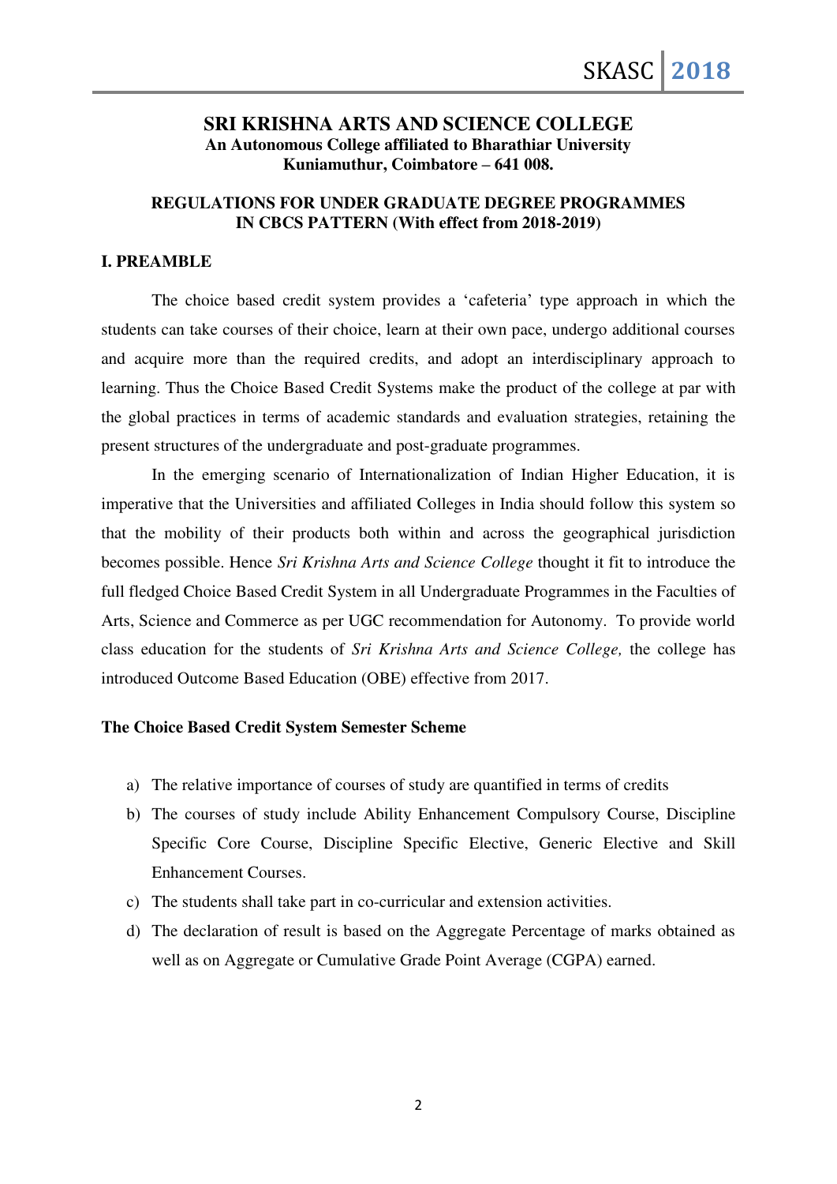## SRI KRISHNA ARTS AND SCIENCE COLLEGE

**An Autonomous College affiliated to Bharathiar University**
**Kuniamuthur, Coimbatore – 641 008.**

### REGULATIONS FOR UNDER GRADUATE DEGREE PROGRAMMES IN CBCS PATTERN (With effect from 2018-2019)

### I. PREAMBLE

The choice based credit system provides a 'cafeteria' type approach in which the students can take courses of their choice, learn at their own pace, undergo additional courses and acquire more than the required credits, and adopt an interdisciplinary approach to learning. Thus the Choice Based Credit Systems make the product of the college at par with the global practices in terms of academic standards and evaluation strategies, retaining the present structures of the undergraduate and post-graduate programmes.

In the emerging scenario of Internationalization of Indian Higher Education, it is imperative that the Universities and affiliated Colleges in India should follow this system so that the mobility of their products both within and across the geographical jurisdiction becomes possible. Hence *Sri Krishna Arts and Science College* thought it fit to introduce the full fledged Choice Based Credit System in all Undergraduate Programmes in the Faculties of Arts, Science and Commerce as per UGC recommendation for Autonomy. To provide world class education for the students of *Sri Krishna Arts and Science College,* the college has introduced Outcome Based Education (OBE) effective from 2017.

**The Choice Based Credit System Semester Scheme**

a) The relative importance of courses of study are quantified in terms of credits
b) The courses of study include Ability Enhancement Compulsory Course, Discipline Specific Core Course, Discipline Specific Elective, Generic Elective and Skill Enhancement Courses.
c) The students shall take part in co-curricular and extension activities.
d) The declaration of result is based on the Aggregate Percentage of marks obtained as well as on Aggregate or Cumulative Grade Point Average (CGPA) earned.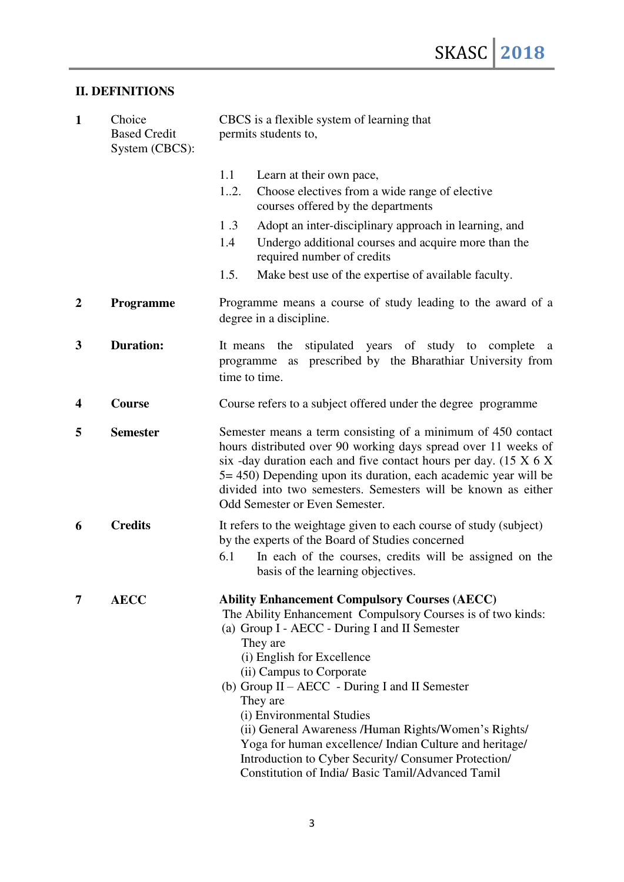## II. DEFINITIONS

**1 Choice Based Credit System (CBCS):**

CBCS is a flexible system of learning that permits students to,

1.1 Learn at their own pace,

1..2. Choose electives from a wide range of elective courses offered by the departments

1 .3 Adopt an inter-disciplinary approach in learning, and

1.4 Undergo additional courses and acquire more than the required number of credits

1.5. Make best use of the expertise of available faculty.

**2 Programme**

Programme means a course of study leading to the award of a degree in a discipline.

**3 Duration:**

It means the stipulated years of study to complete a programme as prescribed by the Bharathiar University from time to time.

**4 Course**

Course refers to a subject offered under the degree programme

**5 Semester**

Semester means a term consisting of a minimum of 450 contact hours distributed over 90 working days spread over 11 weeks of six -day duration each and five contact hours per day. (15 X 6 X 5= 450) Depending upon its duration, each academic year will be divided into two semesters. Semesters will be known as either Odd Semester or Even Semester.

**6 Credits**

It refers to the weightage given to each course of study (subject) by the experts of the Board of Studies concerned

6.1 In each of the courses, credits will be assigned on the basis of the learning objectives.

**7 AECC**

**Ability Enhancement Compulsory Courses (AECC)**

The Ability Enhancement Compulsory Courses is of two kinds:

(a) Group I - AECC - During I and II Semester
They are
(i) English for Excellence
(ii) Campus to Corporate

(b) Group II – AECC - During I and II Semester
They are
(i) Environmental Studies
(ii) General Awareness /Human Rights/Women's Rights/ Yoga for human excellence/ Indian Culture and heritage/ Introduction to Cyber Security/ Consumer Protection/ Constitution of India/ Basic Tamil/Advanced Tamil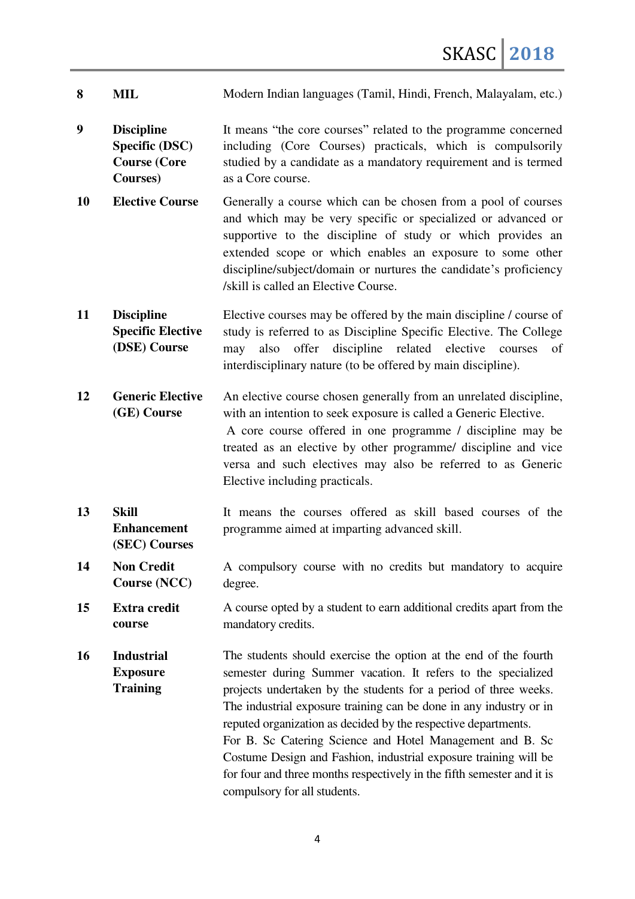| | | |
|---|---|---|
| 8 | **MIL** | Modern Indian languages (Tamil, Hindi, French, Malayalam, etc.) |
| 9 | **Discipline Specific (DSC) Course (Core Courses)** | It means "the core courses" related to the programme concerned including (Core Courses) practicals, which is compulsorily studied by a candidate as a mandatory requirement and is termed as a Core course. |
| 10 | **Elective Course** | Generally a course which can be chosen from a pool of courses and which may be very specific or specialized or advanced or supportive to the discipline of study or which provides an extended scope or which enables an exposure to some other discipline/subject/domain or nurtures the candidate's proficiency /skill is called an Elective Course. |
| 11 | **Discipline Specific Elective (DSE) Course** | Elective courses may be offered by the main discipline / course of study is referred to as Discipline Specific Elective. The College may also offer discipline related elective courses of interdisciplinary nature (to be offered by main discipline). |
| 12 | **Generic Elective (GE) Course** | An elective course chosen generally from an unrelated discipline, with an intention to seek exposure is called a Generic Elective. A core course offered in one programme / discipline may be treated as an elective by other programme/ discipline and vice versa and such electives may also be referred to as Generic Elective including practicals. |
| 13 | **Skill Enhancement (SEC) Courses** | It means the courses offered as skill based courses of the programme aimed at imparting advanced skill. |
| 14 | **Non Credit Course (NCC)** | A compulsory course with no credits but mandatory to acquire degree. |
| 15 | **Extra credit course** | A course opted by a student to earn additional credits apart from the mandatory credits. |
| 16 | **Industrial Exposure Training** | The students should exercise the option at the end of the fourth semester during Summer vacation. It refers to the specialized projects undertaken by the students for a period of three weeks. The industrial exposure training can be done in any industry or in reputed organization as decided by the respective departments. For B. Sc Catering Science and Hotel Management and B. Sc Costume Design and Fashion, industrial exposure training will be for four and three months respectively in the fifth semester and it is compulsory for all students. |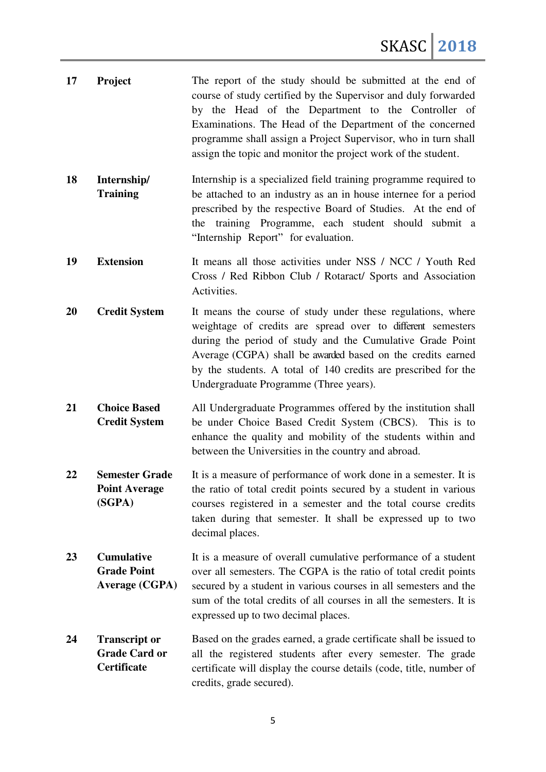| | | |
|---|---|---|
| **17** | **Project** | The report of the study should be submitted at the end of course of study certified by the Supervisor and duly forwarded by the Head of the Department to the Controller of Examinations. The Head of the Department of the concerned programme shall assign a Project Supervisor, who in turn shall assign the topic and monitor the project work of the student. |
| **18** | **Internship/ Training** | Internship is a specialized field training programme required to be attached to an industry as an in house internee for a period prescribed by the respective Board of Studies. At the end of the training Programme, each student should submit a "Internship Report" for evaluation. |
| **19** | **Extension** | It means all those activities under NSS / NCC / Youth Red Cross / Red Ribbon Club / Rotaract/ Sports and Association Activities. |
| **20** | **Credit System** | It means the course of study under these regulations, where weightage of credits are spread over to different semesters during the period of study and the Cumulative Grade Point Average (CGPA) shall be awarded based on the credits earned by the students. A total of 140 credits are prescribed for the Undergraduate Programme (Three years). |
| **21** | **Choice Based Credit System** | All Undergraduate Programmes offered by the institution shall be under Choice Based Credit System (CBCS). This is to enhance the quality and mobility of the students within and between the Universities in the country and abroad. |
| **22** | **Semester Grade Point Average (SGPA)** | It is a measure of performance of work done in a semester. It is the ratio of total credit points secured by a student in various courses registered in a semester and the total course credits taken during that semester. It shall be expressed up to two decimal places. |
| **23** | **Cumulative Grade Point Average (CGPA)** | It is a measure of overall cumulative performance of a student over all semesters. The CGPA is the ratio of total credit points secured by a student in various courses in all semesters and the sum of the total credits of all courses in all the semesters. It is expressed up to two decimal places. |
| **24** | **Transcript or Grade Card or Certificate** | Based on the grades earned, a grade certificate shall be issued to all the registered students after every semester. The grade certificate will display the course details (code, title, number of credits, grade secured). |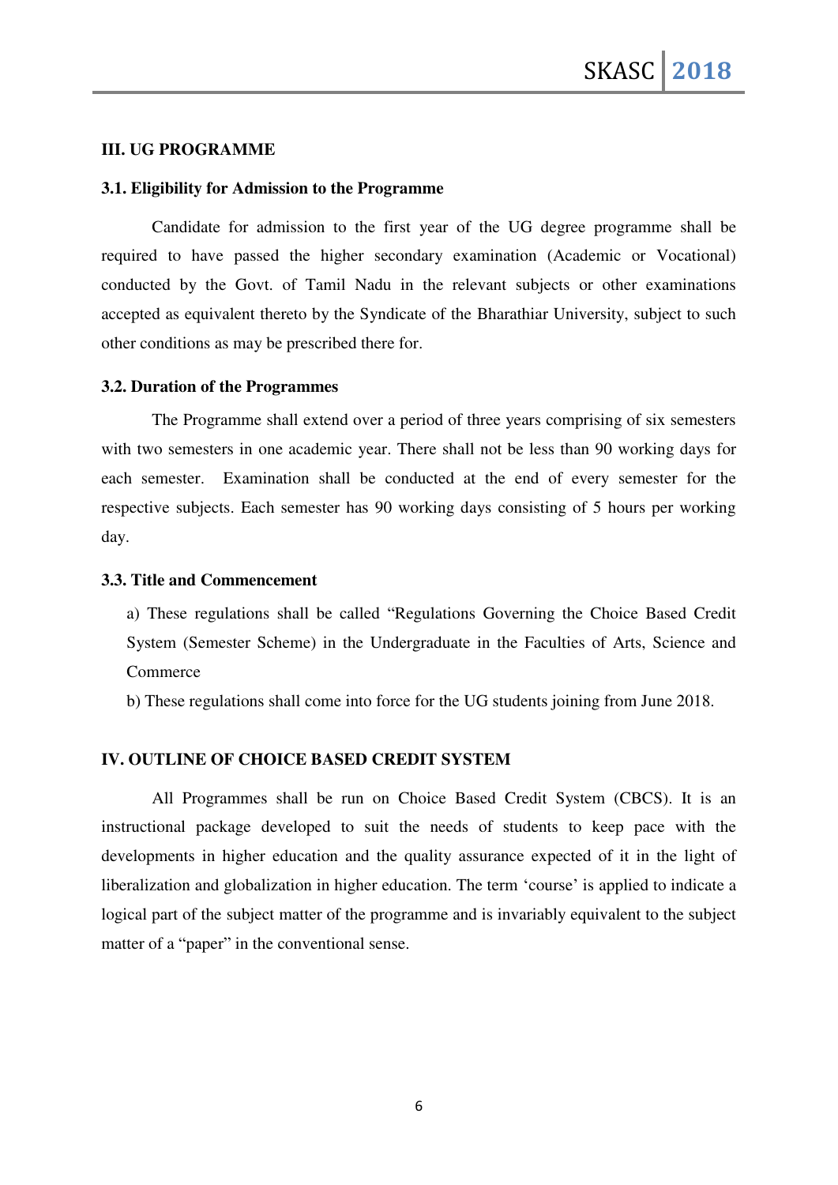## III. UG PROGRAMME

### 3.1. Eligibility for Admission to the Programme

Candidate for admission to the first year of the UG degree programme shall be required to have passed the higher secondary examination (Academic or Vocational) conducted by the Govt. of Tamil Nadu in the relevant subjects or other examinations accepted as equivalent thereto by the Syndicate of the Bharathiar University, subject to such other conditions as may be prescribed there for.

### 3.2. Duration of the Programmes

The Programme shall extend over a period of three years comprising of six semesters with two semesters in one academic year. There shall not be less than 90 working days for each semester. Examination shall be conducted at the end of every semester for the respective subjects. Each semester has 90 working days consisting of 5 hours per working day.

### 3.3. Title and Commencement

a) These regulations shall be called "Regulations Governing the Choice Based Credit System (Semester Scheme) in the Undergraduate in the Faculties of Arts, Science and Commerce

b) These regulations shall come into force for the UG students joining from June 2018.

## IV. OUTLINE OF CHOICE BASED CREDIT SYSTEM

All Programmes shall be run on Choice Based Credit System (CBCS). It is an instructional package developed to suit the needs of students to keep pace with the developments in higher education and the quality assurance expected of it in the light of liberalization and globalization in higher education. The term 'course' is applied to indicate a logical part of the subject matter of the programme and is invariably equivalent to the subject matter of a "paper" in the conventional sense.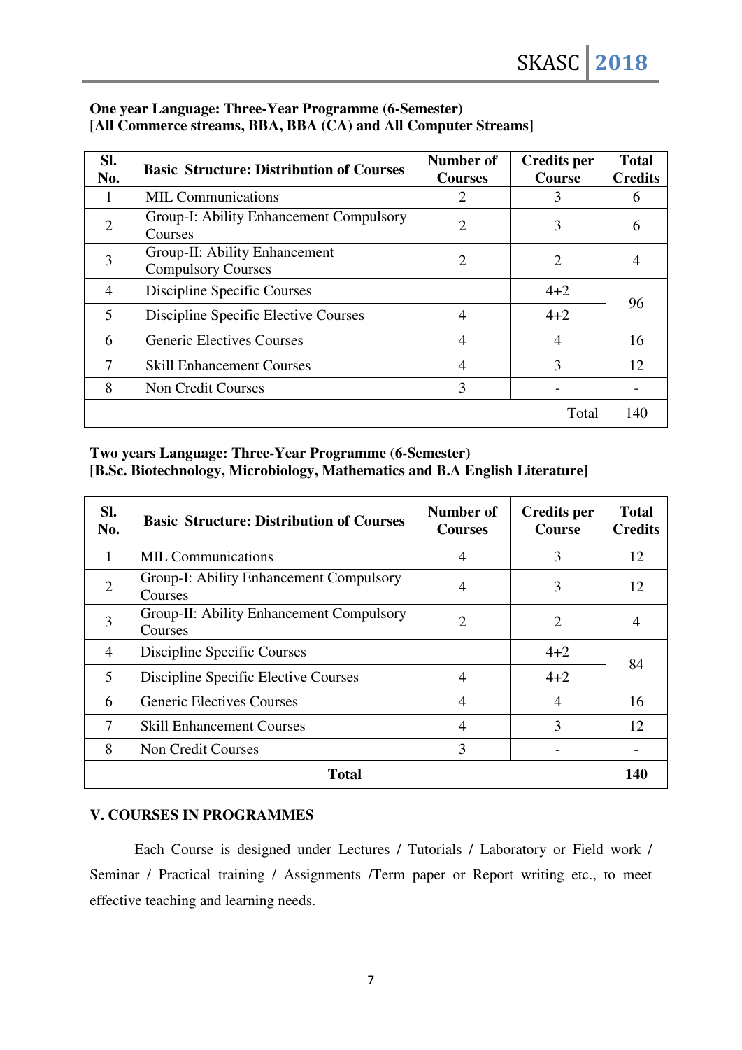**One year Language: Three-Year Programme (6-Semester)**
**[All Commerce streams, BBA, BBA (CA) and All Computer Streams]**

| Sl. No. | Basic Structure: Distribution of Courses | Number of Courses | Credits per Course | Total Credits |
|---|---|---|---|---|
| 1 | MIL Communications | 2 | 3 | 6 |
| 2 | Group-I: Ability Enhancement Compulsory Courses | 2 | 3 | 6 |
| 3 | Group-II: Ability Enhancement Compulsory Courses | 2 | 2 | 4 |
| 4 | Discipline Specific Courses | | 4+2 | 96 |
| 5 | Discipline Specific Elective Courses | 4 | 4+2 | |
| 6 | Generic Electives Courses | 4 | 4 | 16 |
| 7 | Skill Enhancement Courses | 4 | 3 | 12 |
| 8 | Non Credit Courses | 3 | - | - |
| | | | Total | 140 |

**Two years Language: Three-Year Programme (6-Semester)**
**[B.Sc. Biotechnology, Microbiology, Mathematics and B.A English Literature]**

| Sl. No. | Basic Structure: Distribution of Courses | Number of Courses | Credits per Course | Total Credits |
|---|---|---|---|---|
| 1 | MIL Communications | 4 | 3 | 12 |
| 2 | Group-I: Ability Enhancement Compulsory Courses | 4 | 3 | 12 |
| 3 | Group-II: Ability Enhancement Compulsory Courses | 2 | 2 | 4 |
| 4 | Discipline Specific Courses | | 4+2 | 84 |
| 5 | Discipline Specific Elective Courses | 4 | 4+2 | |
| 6 | Generic Electives Courses | 4 | 4 | 16 |
| 7 | Skill Enhancement Courses | 4 | 3 | 12 |
| 8 | Non Credit Courses | 3 | - | - |
| | **Total** | | | **140** |

## V. COURSES IN PROGRAMMES

Each Course is designed under Lectures / Tutorials / Laboratory or Field work / Seminar / Practical training / Assignments /Term paper or Report writing etc., to meet effective teaching and learning needs.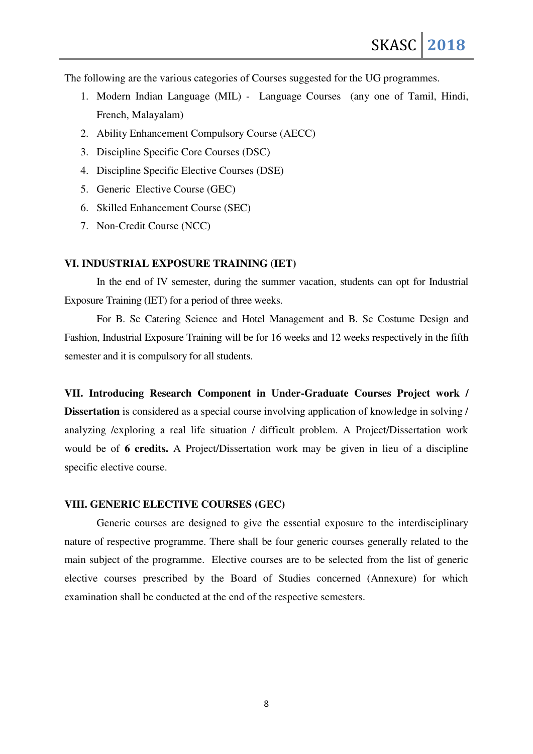The following are the various categories of Courses suggested for the UG programmes.

1. Modern Indian Language (MIL) - Language Courses (any one of Tamil, Hindi, French, Malayalam)
2. Ability Enhancement Compulsory Course (AECC)
3. Discipline Specific Core Courses (DSC)
4. Discipline Specific Elective Courses (DSE)
5. Generic Elective Course (GEC)
6. Skilled Enhancement Course (SEC)
7. Non-Credit Course (NCC)

### VI. INDUSTRIAL EXPOSURE TRAINING (IET)

In the end of IV semester, during the summer vacation, students can opt for Industrial Exposure Training (IET) for a period of three weeks.

For B. Sc Catering Science and Hotel Management and B. Sc Costume Design and Fashion, Industrial Exposure Training will be for 16 weeks and 12 weeks respectively in the fifth semester and it is compulsory for all students.

**VII. Introducing Research Component in Under-Graduate Courses Project work / Dissertation** is considered as a special course involving application of knowledge in solving / analyzing /exploring a real life situation / difficult problem. A Project/Dissertation work would be of **6 credits.** A Project/Dissertation work may be given in lieu of a discipline specific elective course.

### VIII. GENERIC ELECTIVE COURSES (GEC)

Generic courses are designed to give the essential exposure to the interdisciplinary nature of respective programme. There shall be four generic courses generally related to the main subject of the programme. Elective courses are to be selected from the list of generic elective courses prescribed by the Board of Studies concerned (Annexure) for which examination shall be conducted at the end of the respective semesters.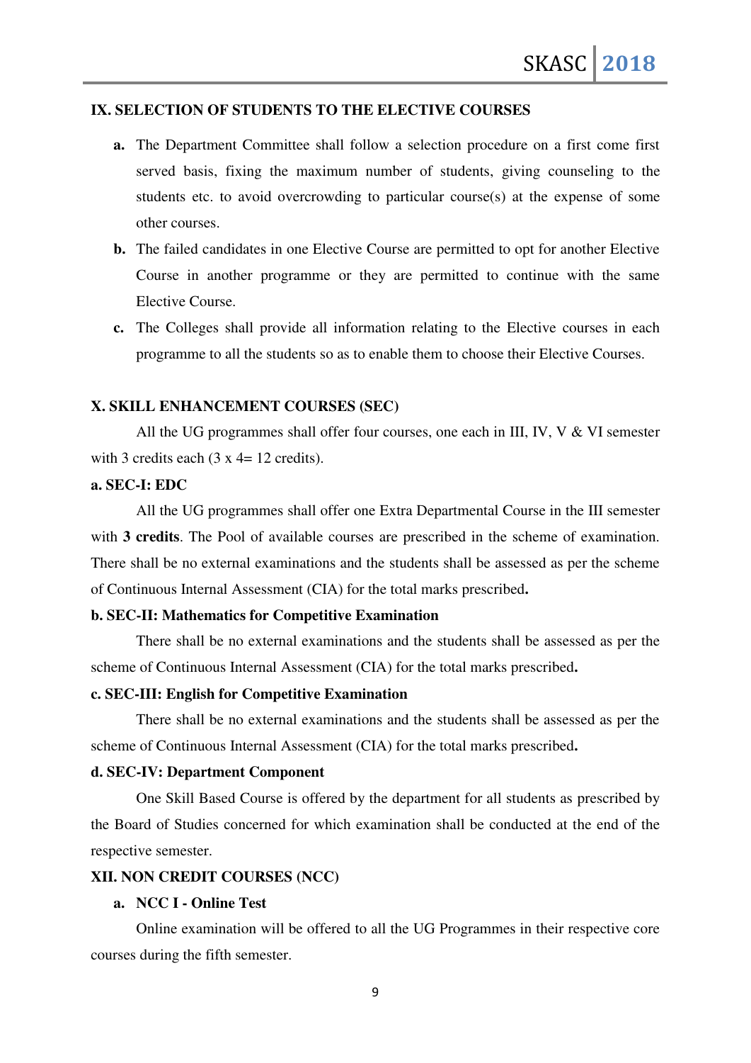## IX. SELECTION OF STUDENTS TO THE ELECTIVE COURSES

- **a.** The Department Committee shall follow a selection procedure on a first come first served basis, fixing the maximum number of students, giving counseling to the students etc. to avoid overcrowding to particular course(s) at the expense of some other courses.
- **b.** The failed candidates in one Elective Course are permitted to opt for another Elective Course in another programme or they are permitted to continue with the same Elective Course.
- **c.** The Colleges shall provide all information relating to the Elective courses in each programme to all the students so as to enable them to choose their Elective Courses.

## X. SKILL ENHANCEMENT COURSES (SEC)

All the UG programmes shall offer four courses, one each in III, IV, V & VI semester with 3 credits each (3 x 4= 12 credits).

### a. SEC-I: EDC

All the UG programmes shall offer one Extra Departmental Course in the III semester with **3 credits**. The Pool of available courses are prescribed in the scheme of examination. There shall be no external examinations and the students shall be assessed as per the scheme of Continuous Internal Assessment (CIA) for the total marks prescribed**.**

### b. SEC-II: Mathematics for Competitive Examination

There shall be no external examinations and the students shall be assessed as per the scheme of Continuous Internal Assessment (CIA) for the total marks prescribed**.**

### c. SEC-III: English for Competitive Examination

There shall be no external examinations and the students shall be assessed as per the scheme of Continuous Internal Assessment (CIA) for the total marks prescribed**.**

### d. SEC-IV: Department Component

One Skill Based Course is offered by the department for all students as prescribed by the Board of Studies concerned for which examination shall be conducted at the end of the respective semester.

## XII. NON CREDIT COURSES (NCC)

### a. NCC I - Online Test

Online examination will be offered to all the UG Programmes in their respective core courses during the fifth semester.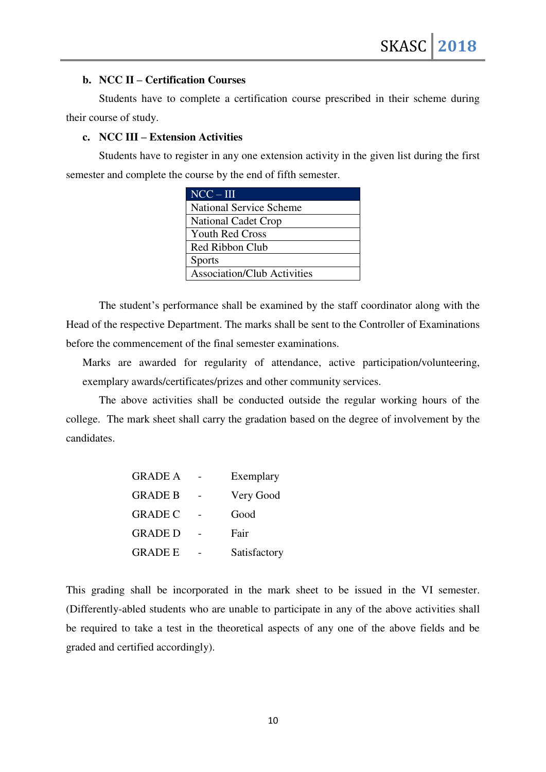**b. NCC II – Certification Courses**

Students have to complete a certification course prescribed in their scheme during their course of study.

**c. NCC III – Extension Activities**

Students have to register in any one extension activity in the given list during the first semester and complete the course by the end of fifth semester.

| NCC – III |
|---|
| National Service Scheme |
| National Cadet Crop |
| Youth Red Cross |
| Red Ribbon Club |
| Sports |
| Association/Club Activities |

The student's performance shall be examined by the staff coordinator along with the Head of the respective Department. The marks shall be sent to the Controller of Examinations before the commencement of the final semester examinations.

Marks are awarded for regularity of attendance, active participation/volunteering, exemplary awards/certificates/prizes and other community services.

The above activities shall be conducted outside the regular working hours of the college. The mark sheet shall carry the gradation based on the degree of involvement by the candidates.

| | | |
|---|---|---|
| GRADE A | - | Exemplary |
| GRADE B | - | Very Good |
| GRADE C | - | Good |
| GRADE D | - | Fair |
| GRADE E | - | Satisfactory |

This grading shall be incorporated in the mark sheet to be issued in the VI semester. (Differently-abled students who are unable to participate in any of the above activities shall be required to take a test in the theoretical aspects of any one of the above fields and be graded and certified accordingly).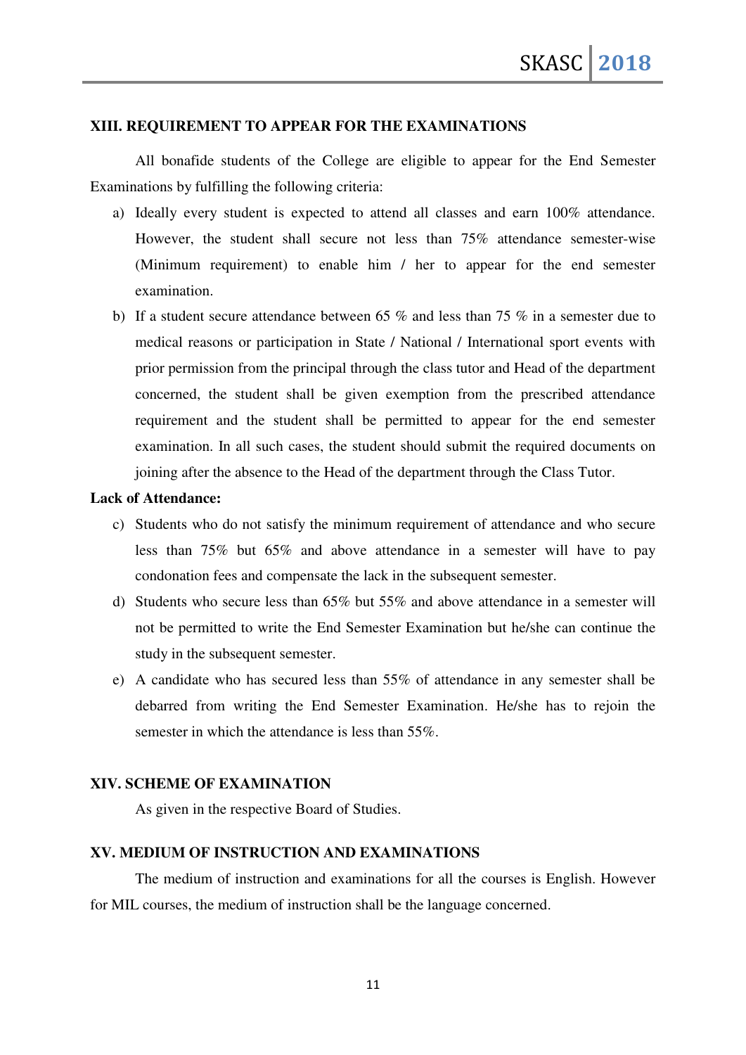### XIII. REQUIREMENT TO APPEAR FOR THE EXAMINATIONS

All bonafide students of the College are eligible to appear for the End Semester Examinations by fulfilling the following criteria:

a) Ideally every student is expected to attend all classes and earn 100% attendance. However, the student shall secure not less than 75% attendance semester-wise (Minimum requirement) to enable him / her to appear for the end semester examination.

b) If a student secure attendance between 65 % and less than 75 % in a semester due to medical reasons or participation in State / National / International sport events with prior permission from the principal through the class tutor and Head of the department concerned, the student shall be given exemption from the prescribed attendance requirement and the student shall be permitted to appear for the end semester examination. In all such cases, the student should submit the required documents on joining after the absence to the Head of the department through the Class Tutor.

**Lack of Attendance:**

c) Students who do not satisfy the minimum requirement of attendance and who secure less than 75% but 65% and above attendance in a semester will have to pay condonation fees and compensate the lack in the subsequent semester.

d) Students who secure less than 65% but 55% and above attendance in a semester will not be permitted to write the End Semester Examination but he/she can continue the study in the subsequent semester.

e) A candidate who has secured less than 55% of attendance in any semester shall be debarred from writing the End Semester Examination. He/she has to rejoin the semester in which the attendance is less than 55%.

### XIV. SCHEME OF EXAMINATION

As given in the respective Board of Studies.

### XV. MEDIUM OF INSTRUCTION AND EXAMINATIONS

The medium of instruction and examinations for all the courses is English. However for MIL courses, the medium of instruction shall be the language concerned.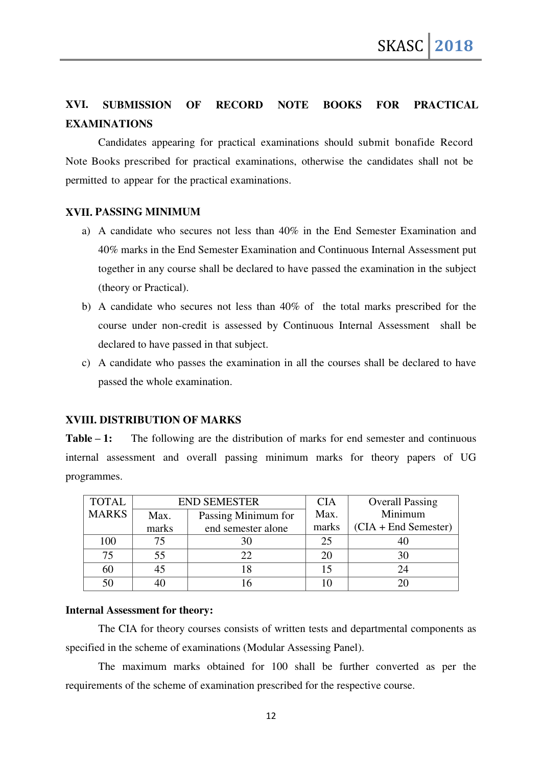## XVI. SUBMISSION OF RECORD NOTE BOOKS FOR PRACTICAL EXAMINATIONS

Candidates appearing for practical examinations should submit bonafide Record Note Books prescribed for practical examinations, otherwise the candidates shall not be permitted to appear for the practical examinations.

## XVII. PASSING MINIMUM

a) A candidate who secures not less than 40% in the End Semester Examination and 40% marks in the End Semester Examination and Continuous Internal Assessment put together in any course shall be declared to have passed the examination in the subject (theory or Practical).

b) A candidate who secures not less than 40% of the total marks prescribed for the course under non-credit is assessed by Continuous Internal Assessment shall be declared to have passed in that subject.

c) A candidate who passes the examination in all the courses shall be declared to have passed the whole examination.

## XVIII. DISTRIBUTION OF MARKS

**Table – 1:** The following are the distribution of marks for end semester and continuous internal assessment and overall passing minimum marks for theory papers of UG programmes.

| TOTAL MARKS | END SEMESTER | | CIA | Overall Passing Minimum (CIA + End Semester) |
|---|---|---|---|---|
| | Max. marks | Passing Minimum for end semester alone | Max. marks | |
| 100 | 75 | 30 | 25 | 40 |
| 75 | 55 | 22 | 20 | 30 |
| 60 | 45 | 18 | 15 | 24 |
| 50 | 40 | 16 | 10 | 20 |

**Internal Assessment for theory:**

The CIA for theory courses consists of written tests and departmental components as specified in the scheme of examinations (Modular Assessing Panel).

The maximum marks obtained for 100 shall be further converted as per the requirements of the scheme of examination prescribed for the respective course.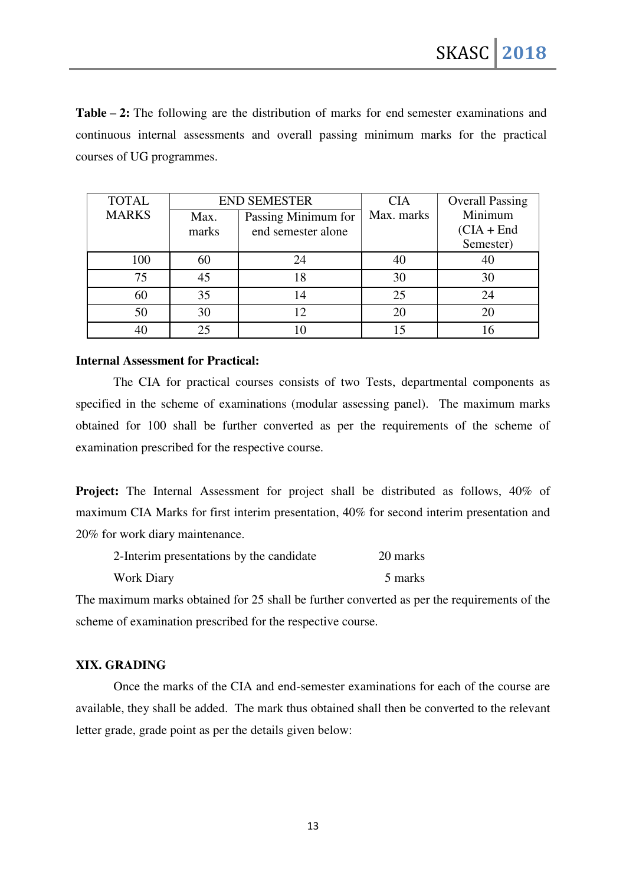**Table – 2:** The following are the distribution of marks for end semester examinations and continuous internal assessments and overall passing minimum marks for the practical courses of UG programmes.

| TOTAL MARKS | END SEMESTER | | CIA | Overall Passing Minimum (CIA + End Semester) |
|---|---|---|---|---|
| | Max. marks | Passing Minimum for end semester alone | Max. marks | |
| 100 | 60 | 24 | 40 | 40 |
| 75 | 45 | 18 | 30 | 30 |
| 60 | 35 | 14 | 25 | 24 |
| 50 | 30 | 12 | 20 | 20 |
| 40 | 25 | 10 | 15 | 16 |

**Internal Assessment for Practical:**

The CIA for practical courses consists of two Tests, departmental components as specified in the scheme of examinations (modular assessing panel). The maximum marks obtained for 100 shall be further converted as per the requirements of the scheme of examination prescribed for the respective course.

**Project:** The Internal Assessment for project shall be distributed as follows, 40% of maximum CIA Marks for first interim presentation, 40% for second interim presentation and 20% for work diary maintenance.

| | |
|---|---|
| 2-Interim presentations by the candidate | 20 marks |
| Work Diary | 5 marks |

The maximum marks obtained for 25 shall be further converted as per the requirements of the scheme of examination prescribed for the respective course.

## XIX. GRADING

Once the marks of the CIA and end-semester examinations for each of the course are available, they shall be added. The mark thus obtained shall then be converted to the relevant letter grade, grade point as per the details given below: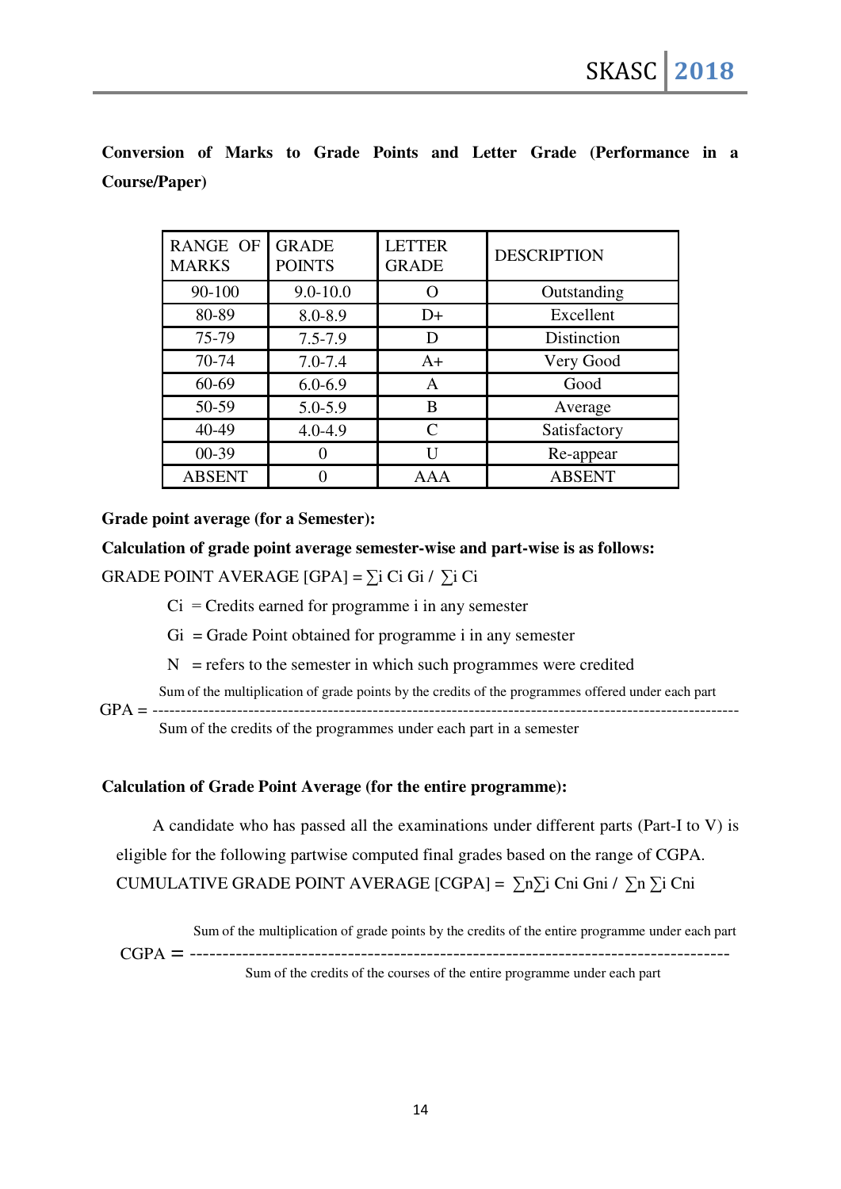**Conversion of Marks to Grade Points and Letter Grade (Performance in a Course/Paper)**

| RANGE OF MARKS | GRADE POINTS | LETTER GRADE | DESCRIPTION |
|---|---|---|---|
| 90-100 | 9.0-10.0 | O | Outstanding |
| 80-89 | 8.0-8.9 | D+ | Excellent |
| 75-79 | 7.5-7.9 | D | Distinction |
| 70-74 | 7.0-7.4 | A+ | Very Good |
| 60-69 | 6.0-6.9 | A | Good |
| 50-59 | 5.0-5.9 | B | Average |
| 40-49 | 4.0-4.9 | C | Satisfactory |
| 00-39 | 0 | U | Re-appear |
| ABSENT | 0 | AAA | ABSENT |

**Grade point average (for a Semester):**

**Calculation of grade point average semester-wise and part-wise is as follows:**

GRADE POINT AVERAGE [GPA] = $\sum_i C_i G_i / \sum_i C_i$

$C_i$ = Credits earned for programme i in any semester

$G_i$ = Grade Point obtained for programme i in any semester

N = refers to the semester in which such programmes were credited

$$\text{GPA} = \frac{\text{Sum of the multiplication of grade points by the credits of the programmes offered under each part}}{\text{Sum of the credits of the programmes under each part in a semester}}$$

**Calculation of Grade Point Average (for the entire programme):**

A candidate who has passed all the examinations under different parts (Part-I to V) is eligible for the following partwise computed final grades based on the range of CGPA.

CUMULATIVE GRADE POINT AVERAGE [CGPA] = $\sum_n \sum_i C_{ni} G_{ni} / \sum_n \sum_i C_{ni}$

$$\text{CGPA} = \frac{\text{Sum of the multiplication of grade points by the credits of the entire programme under each part}}{\text{Sum of the credits of the courses of the entire programme under each part}}$$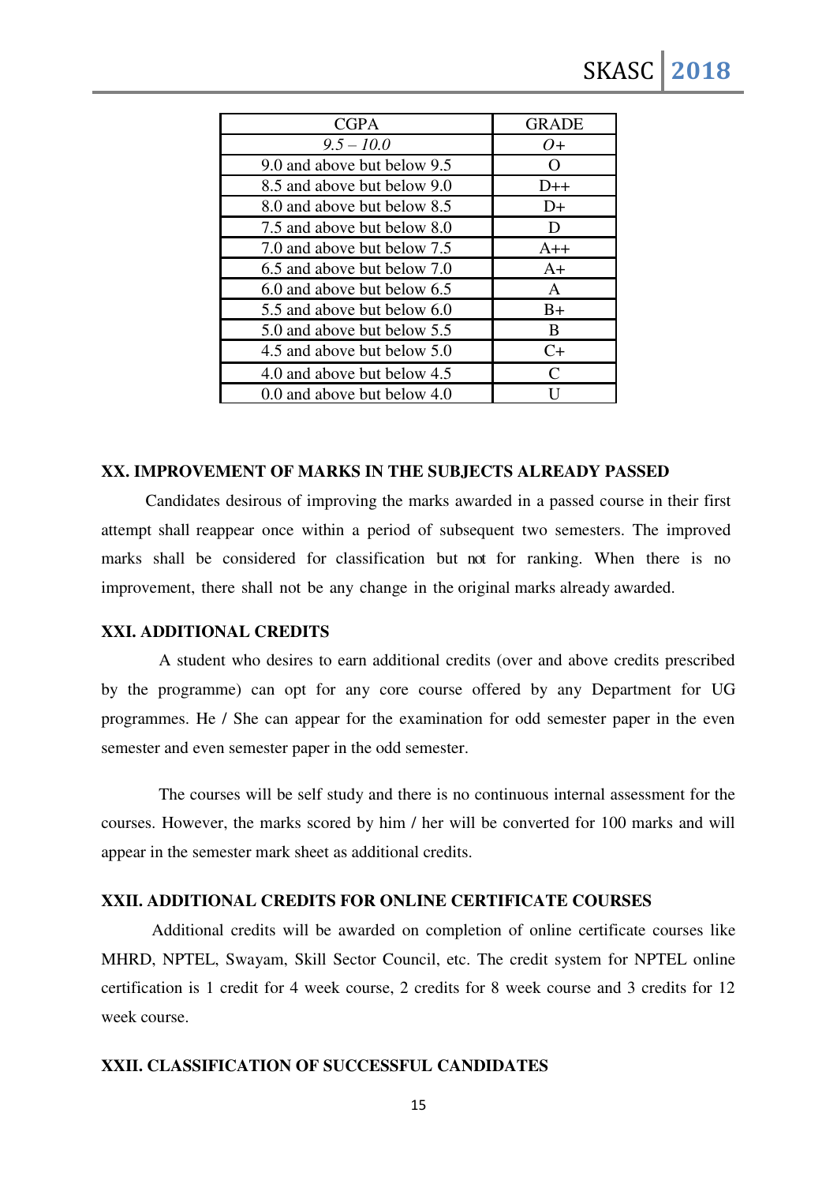| CGPA | GRADE |
|---|---|
| *9.5 – 10.0* | *O+* |
| 9.0 and above but below 9.5 | O |
| 8.5 and above but below 9.0 | D++ |
| 8.0 and above but below 8.5 | D+ |
| 7.5 and above but below 8.0 | D |
| 7.0 and above but below 7.5 | A++ |
| 6.5 and above but below 7.0 | A+ |
| 6.0 and above but below 6.5 | A |
| 5.5 and above but below 6.0 | B+ |
| 5.0 and above but below 5.5 | B |
| 4.5 and above but below 5.0 | C+ |
| 4.0 and above but below 4.5 | C |
| 0.0 and above but below 4.0 | U |

**XX. IMPROVEMENT OF MARKS IN THE SUBJECTS ALREADY PASSED**

Candidates desirous of improving the marks awarded in a passed course in their first attempt shall reappear once within a period of subsequent two semesters. The improved marks shall be considered for classification but not for ranking. When there is no improvement, there shall not be any change in the original marks already awarded.

**XXI. ADDITIONAL CREDITS**

A student who desires to earn additional credits (over and above credits prescribed by the programme) can opt for any core course offered by any Department for UG programmes. He / She can appear for the examination for odd semester paper in the even semester and even semester paper in the odd semester.

The courses will be self study and there is no continuous internal assessment for the courses. However, the marks scored by him / her will be converted for 100 marks and will appear in the semester mark sheet as additional credits.

**XXII. ADDITIONAL CREDITS FOR ONLINE CERTIFICATE COURSES**

Additional credits will be awarded on completion of online certificate courses like MHRD, NPTEL, Swayam, Skill Sector Council, etc. The credit system for NPTEL online certification is 1 credit for 4 week course, 2 credits for 8 week course and 3 credits for 12 week course.

**XXII. CLASSIFICATION OF SUCCESSFUL CANDIDATES**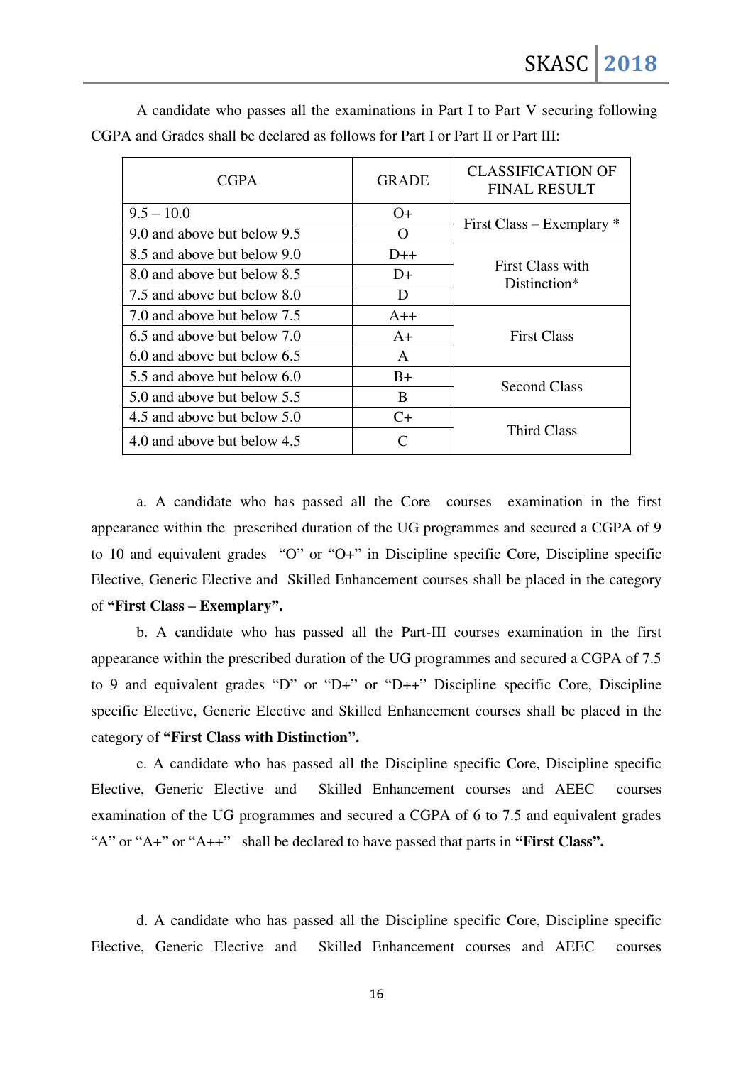A candidate who passes all the examinations in Part I to Part V securing following CGPA and Grades shall be declared as follows for Part I or Part II or Part III:

| CGPA | GRADE | CLASSIFICATION OF FINAL RESULT |
|---|---|---|
| 9.5 – 10.0 | O+ | First Class – Exemplary * |
| 9.0 and above but below 9.5 | O | |
| 8.5 and above but below 9.0 | D++ | First Class with Distinction* |
| 8.0 and above but below 8.5 | D+ | |
| 7.5 and above but below 8.0 | D | |
| 7.0 and above but below 7.5 | A++ | First Class |
| 6.5 and above but below 7.0 | A+ | |
| 6.0 and above but below 6.5 | A | |
| 5.5 and above but below 6.0 | B+ | Second Class |
| 5.0 and above but below 5.5 | B | |
| 4.5 and above but below 5.0 | C+ | Third Class |
| 4.0 and above but below 4.5 | C | |

a. A candidate who has passed all the Core courses examination in the first appearance within the prescribed duration of the UG programmes and secured a CGPA of 9 to 10 and equivalent grades "O" or "O+" in Discipline specific Core, Discipline specific Elective, Generic Elective and Skilled Enhancement courses shall be placed in the category of **"First Class – Exemplary".**

b. A candidate who has passed all the Part-III courses examination in the first appearance within the prescribed duration of the UG programmes and secured a CGPA of 7.5 to 9 and equivalent grades "D" or "D+" or "D++" Discipline specific Core, Discipline specific Elective, Generic Elective and Skilled Enhancement courses shall be placed in the category of **"First Class with Distinction".**

c. A candidate who has passed all the Discipline specific Core, Discipline specific Elective, Generic Elective and Skilled Enhancement courses and AEEC courses examination of the UG programmes and secured a CGPA of 6 to 7.5 and equivalent grades "A" or "A+" or "A++" shall be declared to have passed that parts in **"First Class".**

d. A candidate who has passed all the Discipline specific Core, Discipline specific Elective, Generic Elective and Skilled Enhancement courses and AEEC courses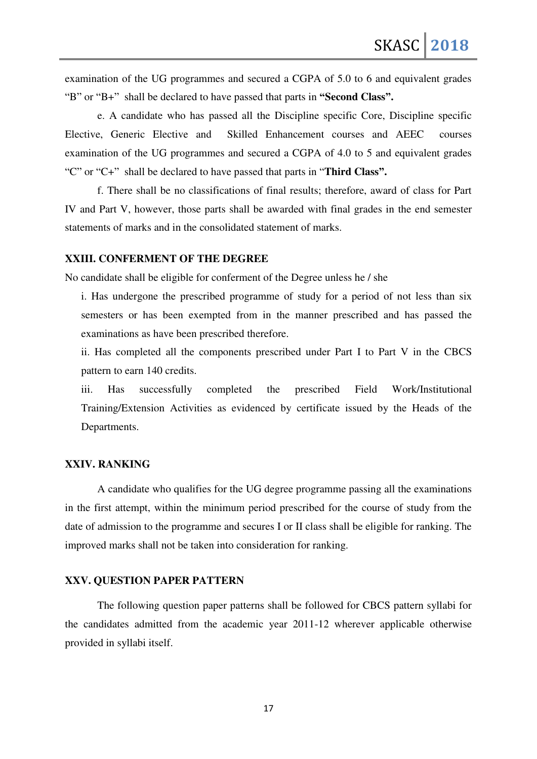examination of the UG programmes and secured a CGPA of 5.0 to 6 and equivalent grades "B" or "B+" shall be declared to have passed that parts in **"Second Class".**

e. A candidate who has passed all the Discipline specific Core, Discipline specific Elective, Generic Elective and Skilled Enhancement courses and AEEC courses examination of the UG programmes and secured a CGPA of 4.0 to 5 and equivalent grades "C" or "C+" shall be declared to have passed that parts in "**Third Class".**

f. There shall be no classifications of final results; therefore, award of class for Part IV and Part V, however, those parts shall be awarded with final grades in the end semester statements of marks and in the consolidated statement of marks.

### XXIII. CONFERMENT OF THE DEGREE

No candidate shall be eligible for conferment of the Degree unless he / she

i. Has undergone the prescribed programme of study for a period of not less than six semesters or has been exempted from in the manner prescribed and has passed the examinations as have been prescribed therefore.

ii. Has completed all the components prescribed under Part I to Part V in the CBCS pattern to earn 140 credits.

iii. Has successfully completed the prescribed Field Work/Institutional Training/Extension Activities as evidenced by certificate issued by the Heads of the Departments.

### XXIV. RANKING

A candidate who qualifies for the UG degree programme passing all the examinations in the first attempt, within the minimum period prescribed for the course of study from the date of admission to the programme and secures I or II class shall be eligible for ranking. The improved marks shall not be taken into consideration for ranking.

### XXV. QUESTION PAPER PATTERN

The following question paper patterns shall be followed for CBCS pattern syllabi for the candidates admitted from the academic year 2011-12 wherever applicable otherwise provided in syllabi itself.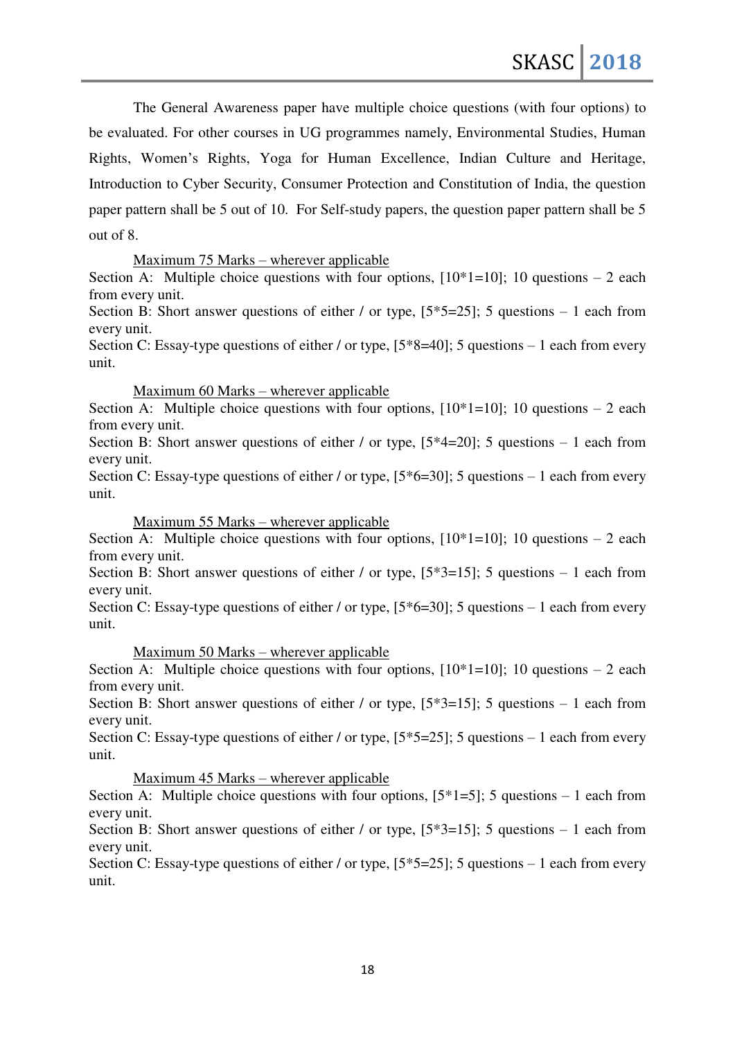The General Awareness paper have multiple choice questions (with four options) to be evaluated. For other courses in UG programmes namely, Environmental Studies, Human Rights, Women's Rights, Yoga for Human Excellence, Indian Culture and Heritage, Introduction to Cyber Security, Consumer Protection and Constitution of India, the question paper pattern shall be 5 out of 10. For Self-study papers, the question paper pattern shall be 5 out of 8.

<u>Maximum 75 Marks – wherever applicable</u>

Section A: Multiple choice questions with four options, [10*1=10]; 10 questions – 2 each from every unit.
Section B: Short answer questions of either / or type, [5*5=25]; 5 questions – 1 each from every unit.
Section C: Essay-type questions of either / or type, [5*8=40]; 5 questions – 1 each from every unit.

<u>Maximum 60 Marks – wherever applicable</u>

Section A: Multiple choice questions with four options, [10*1=10]; 10 questions – 2 each from every unit.
Section B: Short answer questions of either / or type, [5*4=20]; 5 questions – 1 each from every unit.
Section C: Essay-type questions of either / or type, [5*6=30]; 5 questions – 1 each from every unit.

<u>Maximum 55 Marks – wherever applicable</u>

Section A: Multiple choice questions with four options, [10*1=10]; 10 questions – 2 each from every unit.
Section B: Short answer questions of either / or type, [5*3=15]; 5 questions – 1 each from every unit.
Section C: Essay-type questions of either / or type, [5*6=30]; 5 questions – 1 each from every unit.

<u>Maximum 50 Marks – wherever applicable</u>

Section A: Multiple choice questions with four options, [10*1=10]; 10 questions – 2 each from every unit.
Section B: Short answer questions of either / or type, [5*3=15]; 5 questions – 1 each from every unit.
Section C: Essay-type questions of either / or type, [5*5=25]; 5 questions – 1 each from every unit.

<u>Maximum 45 Marks – wherever applicable</u>

Section A: Multiple choice questions with four options, [5*1=5]; 5 questions – 1 each from every unit.
Section B: Short answer questions of either / or type, [5*3=15]; 5 questions – 1 each from every unit.
Section C: Essay-type questions of either / or type, [5*5=25]; 5 questions – 1 each from every unit.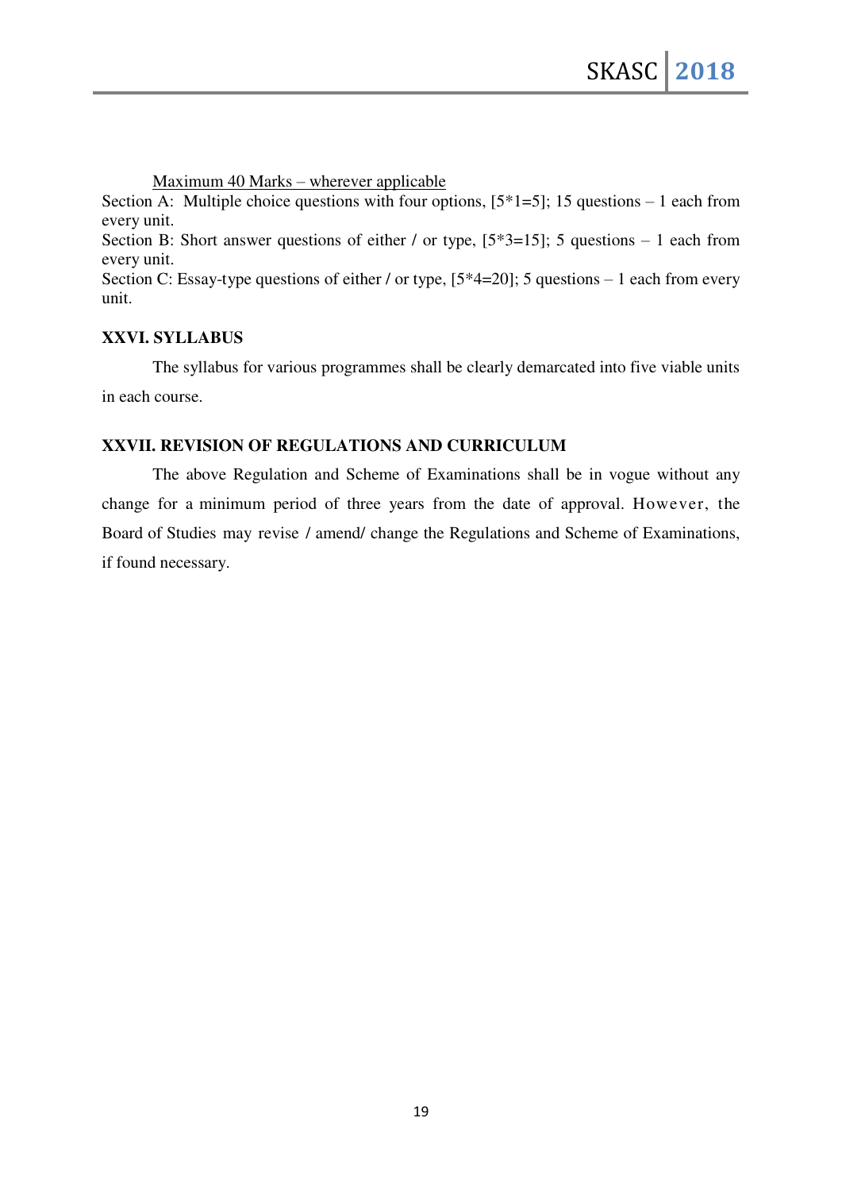<u>Maximum 40 Marks – wherever applicable</u>

Section A: Multiple choice questions with four options, [5*1=5]; 15 questions – 1 each from every unit.

Section B: Short answer questions of either / or type, [5*3=15]; 5 questions – 1 each from every unit.

Section C: Essay-type questions of either / or type, [5*4=20]; 5 questions – 1 each from every unit.

**XXVI. SYLLABUS**

The syllabus for various programmes shall be clearly demarcated into five viable units in each course.

**XXVII. REVISION OF REGULATIONS AND CURRICULUM**

The above Regulation and Scheme of Examinations shall be in vogue without any change for a minimum period of three years from the date of approval. However, the Board of Studies may revise / amend/ change the Regulations and Scheme of Examinations, if found necessary.